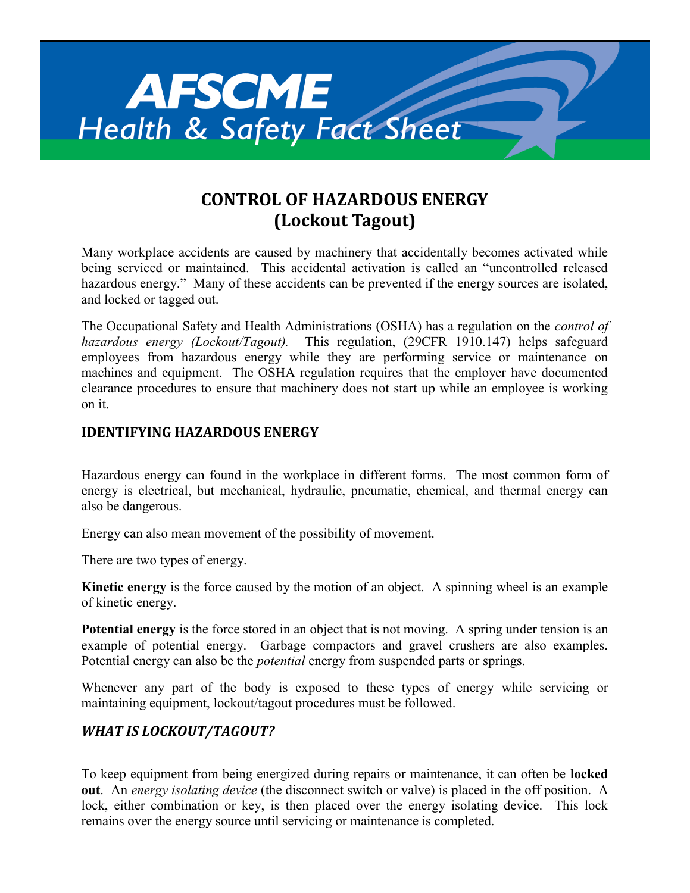# AFSCME Health & Safety Fact Sheet

## CONTROL OF HAZARDOUS ENERGY (Lockout Tagout)

Many workplace accidents are caused by machinery that accidentally becomes activated while being serviced or maintained. This accidental activation is called an "uncontrolled released hazardous energy." Many of these accidents can be prevented if the energy sources are isolated, and locked or tagged out.

The Occupational Safety and Health Administrations (OSHA) has a regulation on the *control of hazardous energy (Lockout/Tagout).* This regulation, (29CFR 1910.147) helps safeguard employees from hazardous energy while they are performing service or maintenance on machines and equipment. The OSHA regulation requires that the employer have documented clearance procedures to ensure that machinery does not start up while an employee is working on it.

### IDENTIFYING HAZARDOUS ENERGY

Hazardous energy can found in the workplace in different forms. The most common form of energy is electrical, but mechanical, hydraulic, pneumatic, chemical, and thermal energy can also be dangerous.

Energy can also mean movement of the possibility of movement.

There are two types of energy.

**Kinetic energy** is the force caused by the motion of an object. A spinning wheel is an example of kinetic energy.

**Potential energy** is the force stored in an object that is not moving. A spring under tension is an example of potential energy. Garbage compactors and gravel crushers are also examples. Potential energy can also be the *potential* energy from suspended parts or springs.

Whenever any part of the body is exposed to these types of energy while servicing or maintaining equipment, lockout/tagout procedures must be followed.

### *WHAT IS LOCKOUT/TAGOUT?*

To keep equipment from being energized during repairs or maintenance, it can often be **locked out**. An *energy isolating device* (the disconnect switch or valve) is placed in the off position. A lock, either combination or key, is then placed over the energy isolating device. This lock remains over the energy source until servicing or maintenance is completed.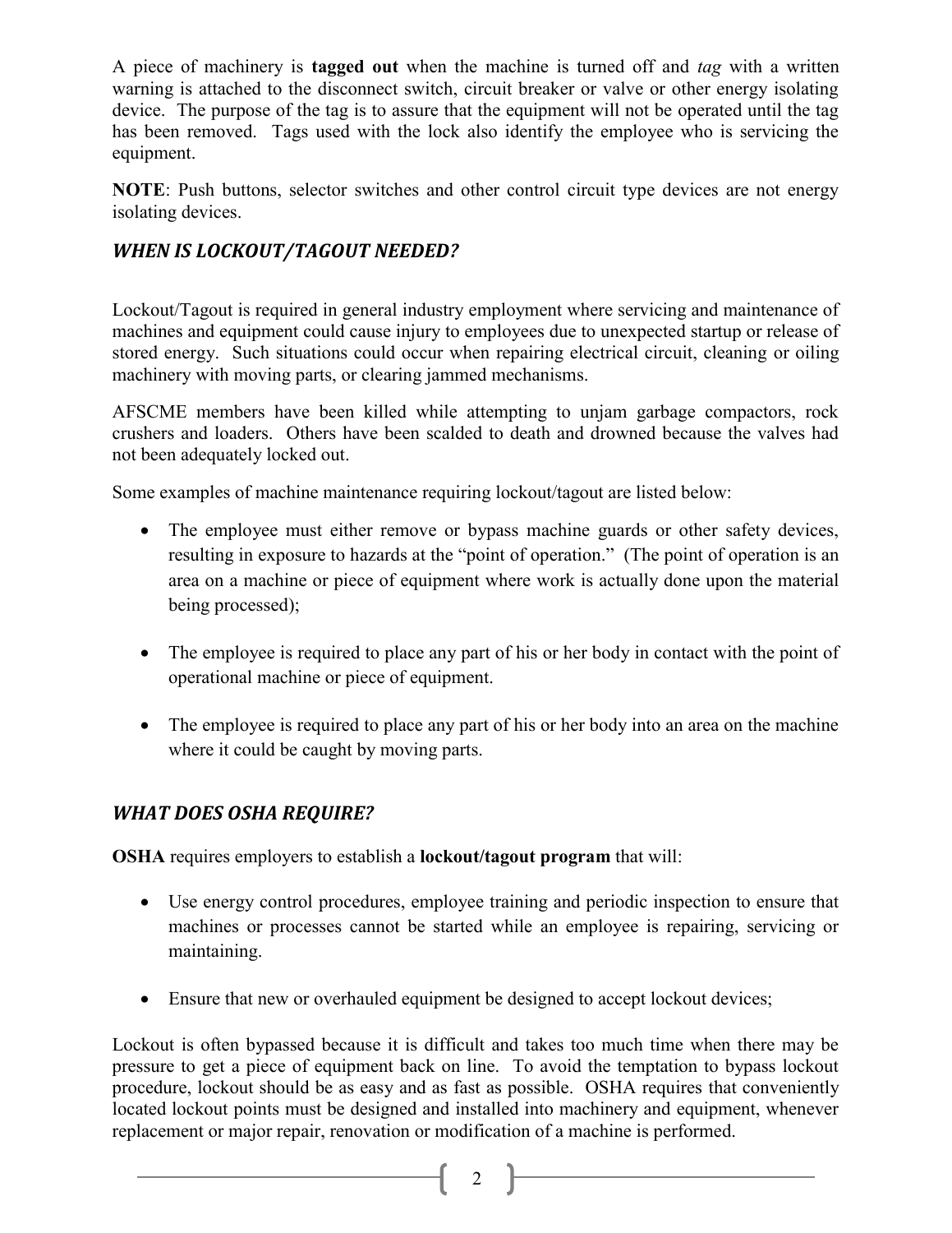A piece of machinery is **tagged out** when the machine is turned off and *tag* with a written warning is attached to the disconnect switch, circuit breaker or valve or other energy isolating device. The purpose of the tag is to assure that the equipment will not be operated until the tag has been removed. Tags used with the lock also identify the employee who is servicing the equipment.

**NOTE**: Push buttons, selector switches and other control circuit type devices are not energy isolating devices.

## *WHEN IS LOCKOUT/TAGOUT NEEDED?*

Lockout/Tagout is required in general industry employment where servicing and maintenance of machines and equipment could cause injury to employees due to unexpected startup or release of stored energy. Such situations could occur when repairing electrical circuit, cleaning or oiling machinery with moving parts, or clearing jammed mechanisms.

AFSCME members have been killed while attempting to unjam garbage compactors, rock crushers and loaders. Others have been scalded to death and drowned because the valves had not been adequately locked out.

Some examples of machine maintenance requiring lockout/tagout are listed below:

- The employee must either remove or bypass machine guards or other safety devices, resulting in exposure to hazards at the "point of operation." (The point of operation is an area on a machine or piece of equipment where work is actually done upon the material being processed);

- The employee is required to place any part of his or her body in contact with the point of operational machine or piece of equipment.

- The employee is required to place any part of his or her body into an area on the machine where it could be caught by moving parts.

## *WHAT DOES OSHA REQUIRE?*

**OSHA** requires employers to establish a **lockout/tagout program** that will:

- Use energy control procedures, employee training and periodic inspection to ensure that machines or processes cannot be started while an employee is repairing, servicing or maintaining.

- Ensure that new or overhauled equipment be designed to accept lockout devices;

Lockout is often bypassed because it is difficult and takes too much time when there may be pressure to get a piece of equipment back on line. To avoid the temptation to bypass lockout procedure, lockout should be as easy and as fast as possible. OSHA requires that conveniently located lockout points must be designed and installed into machinery and equipment, whenever replacement or major repair, renovation or modification of a machine is performed.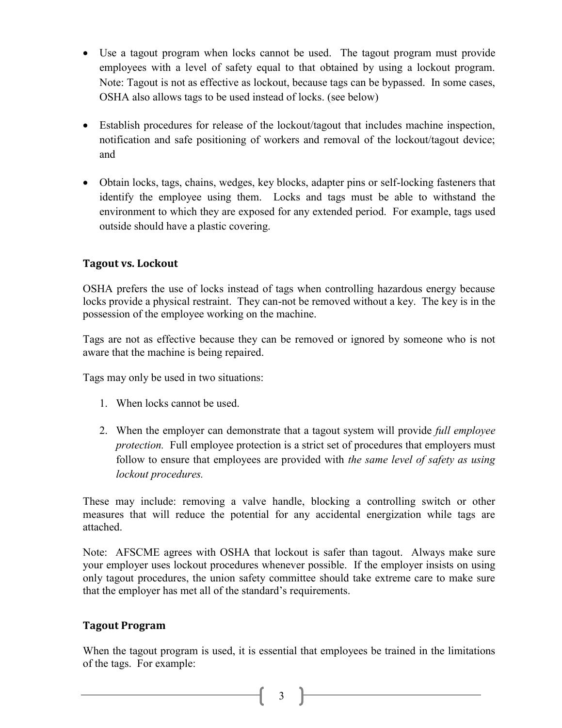- Use a tagout program when locks cannot be used. The tagout program must provide employees with a level of safety equal to that obtained by using a lockout program. Note: Tagout is not as effective as lockout, because tags can be bypassed. In some cases, OSHA also allows tags to be used instead of locks. (see below)

- Establish procedures for release of the lockout/tagout that includes machine inspection, notification and safe positioning of workers and removal of the lockout/tagout device; and

- Obtain locks, tags, chains, wedges, key blocks, adapter pins or self-locking fasteners that identify the employee using them. Locks and tags must be able to withstand the environment to which they are exposed for any extended period. For example, tags used outside should have a plastic covering.

### Tagout vs. Lockout

OSHA prefers the use of locks instead of tags when controlling hazardous energy because locks provide a physical restraint. They can-not be removed without a key. The key is in the possession of the employee working on the machine.

Tags are not as effective because they can be removed or ignored by someone who is not aware that the machine is being repaired.

Tags may only be used in two situations:

1. When locks cannot be used.

2. When the employer can demonstrate that a tagout system will provide *full employee protection.* Full employee protection is a strict set of procedures that employers must follow to ensure that employees are provided with *the same level of safety as using lockout procedures.*

These may include: removing a valve handle, blocking a controlling switch or other measures that will reduce the potential for any accidental energization while tags are attached.

Note: AFSCME agrees with OSHA that lockout is safer than tagout. Always make sure your employer uses lockout procedures whenever possible. If the employer insists on using only tagout procedures, the union safety committee should take extreme care to make sure that the employer has met all of the standard's requirements.

### Tagout Program

When the tagout program is used, it is essential that employees be trained in the limitations of the tags. For example: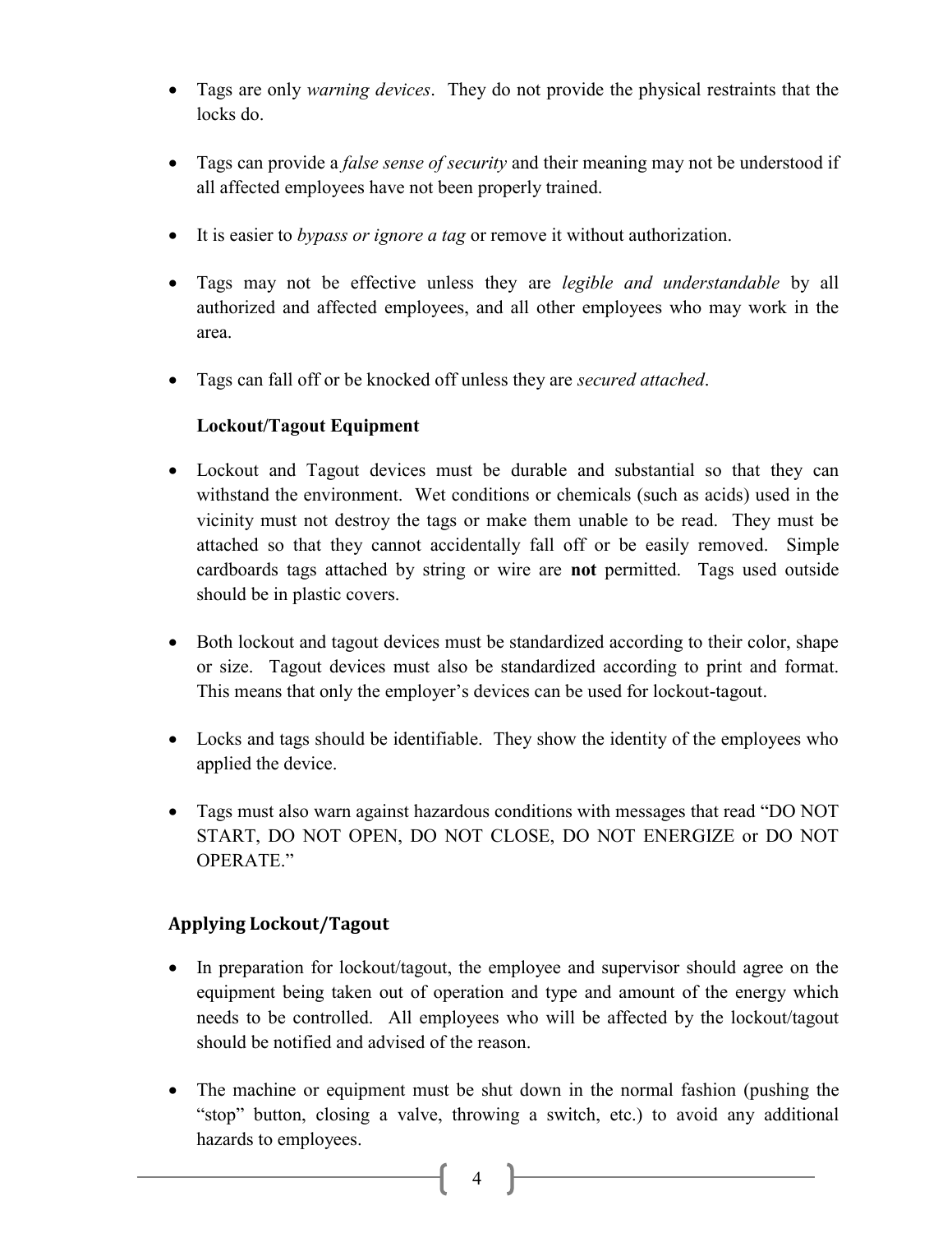- Tags are only *warning devices*. They do not provide the physical restraints that the locks do.

- Tags can provide a *false sense of security* and their meaning may not be understood if all affected employees have not been properly trained.

- It is easier to *bypass or ignore a tag* or remove it without authorization.

- Tags may not be effective unless they are *legible and understandable* by all authorized and affected employees, and all other employees who may work in the area.

- Tags can fall off or be knocked off unless they are *secured attached*.

**Lockout/Tagout Equipment**

- Lockout and Tagout devices must be durable and substantial so that they can withstand the environment. Wet conditions or chemicals (such as acids) used in the vicinity must not destroy the tags or make them unable to be read. They must be attached so that they cannot accidentally fall off or be easily removed. Simple cardboards tags attached by string or wire are **not** permitted. Tags used outside should be in plastic covers.

- Both lockout and tagout devices must be standardized according to their color, shape or size. Tagout devices must also be standardized according to print and format. This means that only the employer's devices can be used for lockout-tagout.

- Locks and tags should be identifiable. They show the identity of the employees who applied the device.

- Tags must also warn against hazardous conditions with messages that read "DO NOT START, DO NOT OPEN, DO NOT CLOSE, DO NOT ENERGIZE or DO NOT OPERATE."

## Applying Lockout/Tagout

- In preparation for lockout/tagout, the employee and supervisor should agree on the equipment being taken out of operation and type and amount of the energy which needs to be controlled. All employees who will be affected by the lockout/tagout should be notified and advised of the reason.

- The machine or equipment must be shut down in the normal fashion (pushing the "stop" button, closing a valve, throwing a switch, etc.) to avoid any additional hazards to employees.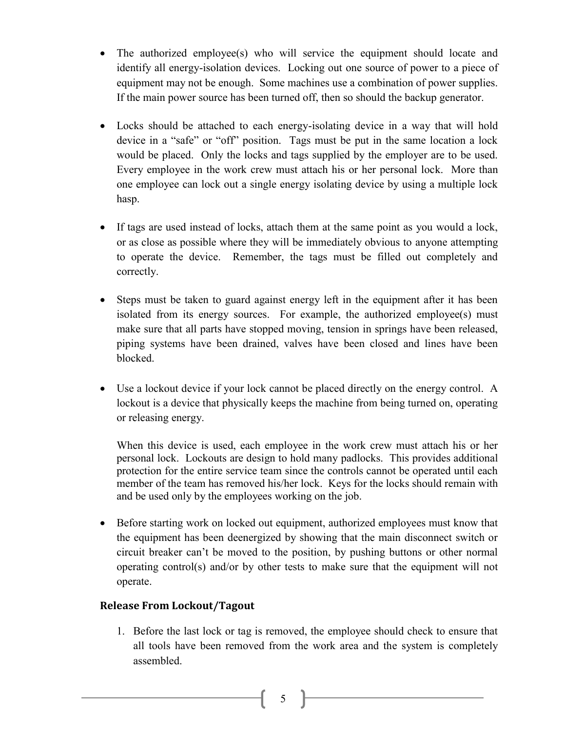- The authorized employee(s) who will service the equipment should locate and identify all energy-isolation devices. Locking out one source of power to a piece of equipment may not be enough. Some machines use a combination of power supplies. If the main power source has been turned off, then so should the backup generator.

- Locks should be attached to each energy-isolating device in a way that will hold device in a "safe" or "off" position. Tags must be put in the same location a lock would be placed. Only the locks and tags supplied by the employer are to be used. Every employee in the work crew must attach his or her personal lock. More than one employee can lock out a single energy isolating device by using a multiple lock hasp.

- If tags are used instead of locks, attach them at the same point as you would a lock, or as close as possible where they will be immediately obvious to anyone attempting to operate the device. Remember, the tags must be filled out completely and correctly.

- Steps must be taken to guard against energy left in the equipment after it has been isolated from its energy sources. For example, the authorized employee(s) must make sure that all parts have stopped moving, tension in springs have been released, piping systems have been drained, valves have been closed and lines have been blocked.

- Use a lockout device if your lock cannot be placed directly on the energy control. A lockout is a device that physically keeps the machine from being turned on, operating or releasing energy.

  When this device is used, each employee in the work crew must attach his or her personal lock. Lockouts are design to hold many padlocks. This provides additional protection for the entire service team since the controls cannot be operated until each member of the team has removed his/her lock. Keys for the locks should remain with and be used only by the employees working on the job.

- Before starting work on locked out equipment, authorized employees must know that the equipment has been deenergized by showing that the main disconnect switch or circuit breaker can't be moved to the position, by pushing buttons or other normal operating control(s) and/or by other tests to make sure that the equipment will not operate.

### Release From Lockout/Tagout

1. Before the last lock or tag is removed, the employee should check to ensure that all tools have been removed from the work area and the system is completely assembled.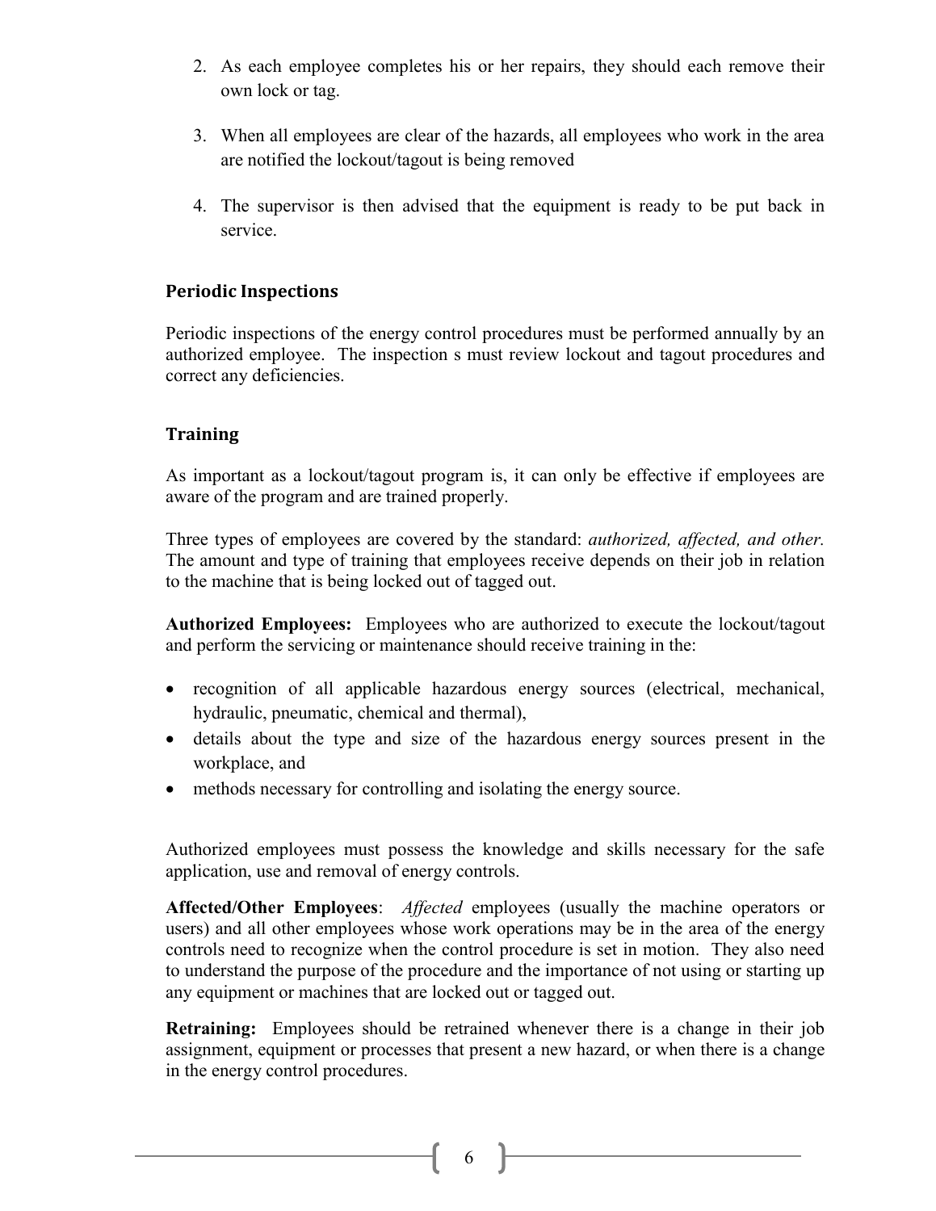2. As each employee completes his or her repairs, they should each remove their own lock or tag.
3. When all employees are clear of the hazards, all employees who work in the area are notified the lockout/tagout is being removed
4. The supervisor is then advised that the equipment is ready to be put back in service.

## Periodic Inspections

Periodic inspections of the energy control procedures must be performed annually by an authorized employee. The inspection s must review lockout and tagout procedures and correct any deficiencies.

## Training

As important as a lockout/tagout program is, it can only be effective if employees are aware of the program and are trained properly.

Three types of employees are covered by the standard: *authorized, affected, and other.* The amount and type of training that employees receive depends on their job in relation to the machine that is being locked out of tagged out.

**Authorized Employees:** Employees who are authorized to execute the lockout/tagout and perform the servicing or maintenance should receive training in the:

- recognition of all applicable hazardous energy sources (electrical, mechanical, hydraulic, pneumatic, chemical and thermal),
- details about the type and size of the hazardous energy sources present in the workplace, and
- methods necessary for controlling and isolating the energy source.

Authorized employees must possess the knowledge and skills necessary for the safe application, use and removal of energy controls.

**Affected/Other Employees**: *Affected* employees (usually the machine operators or users) and all other employees whose work operations may be in the area of the energy controls need to recognize when the control procedure is set in motion. They also need to understand the purpose of the procedure and the importance of not using or starting up any equipment or machines that are locked out or tagged out.

**Retraining:** Employees should be retrained whenever there is a change in their job assignment, equipment or processes that present a new hazard, or when there is a change in the energy control procedures.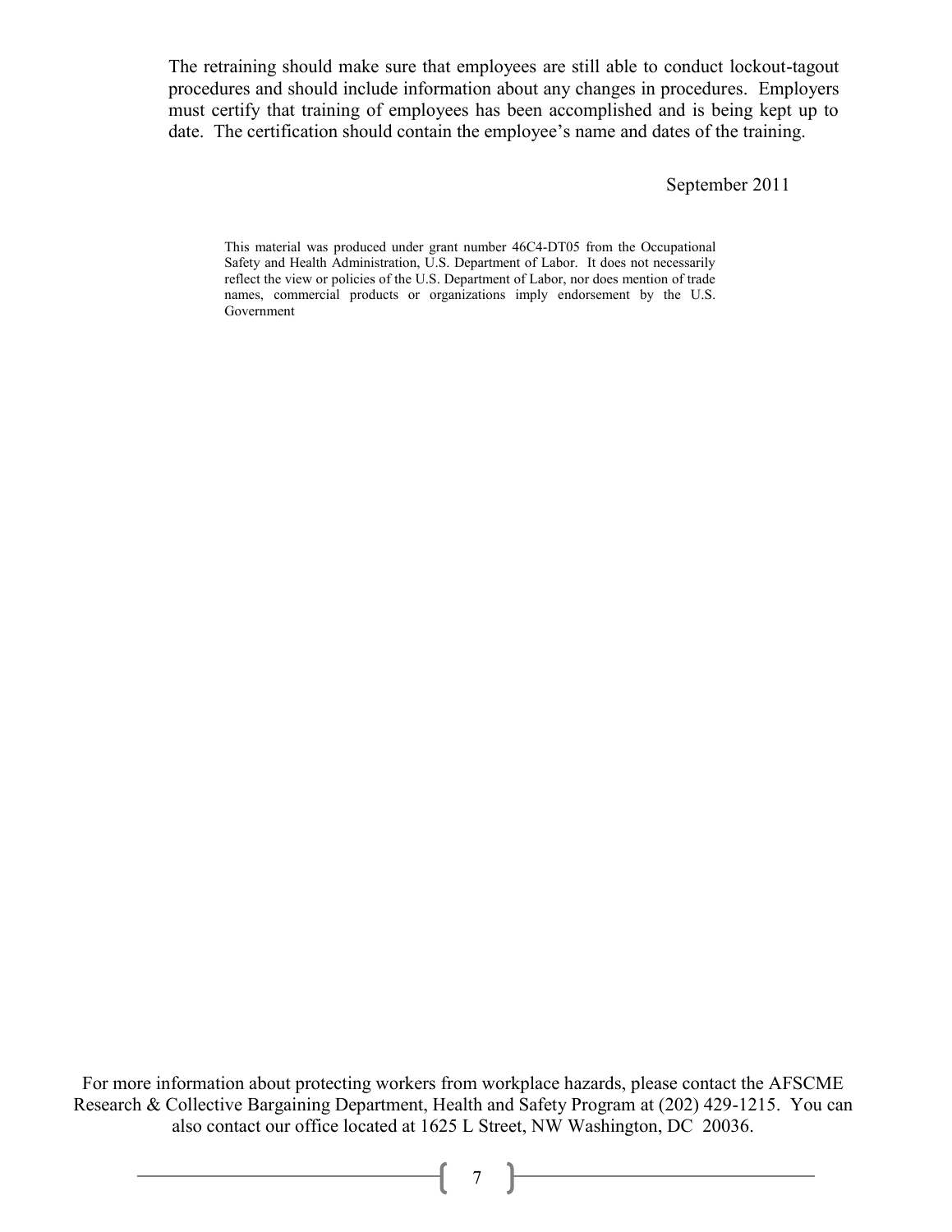The retraining should make sure that employees are still able to conduct lockout-tagout procedures and should include information about any changes in procedures. Employers must certify that training of employees has been accomplished and is being kept up to date. The certification should contain the employee's name and dates of the training.

September 2011

This material was produced under grant number 46C4-DT05 from the Occupational Safety and Health Administration, U.S. Department of Labor. It does not necessarily reflect the view or policies of the U.S. Department of Labor, nor does mention of trade names, commercial products or organizations imply endorsement by the U.S. Government

For more information about protecting workers from workplace hazards, please contact the AFSCME Research & Collective Bargaining Department, Health and Safety Program at (202) 429-1215. You can also contact our office located at 1625 L Street, NW Washington, DC 20036.